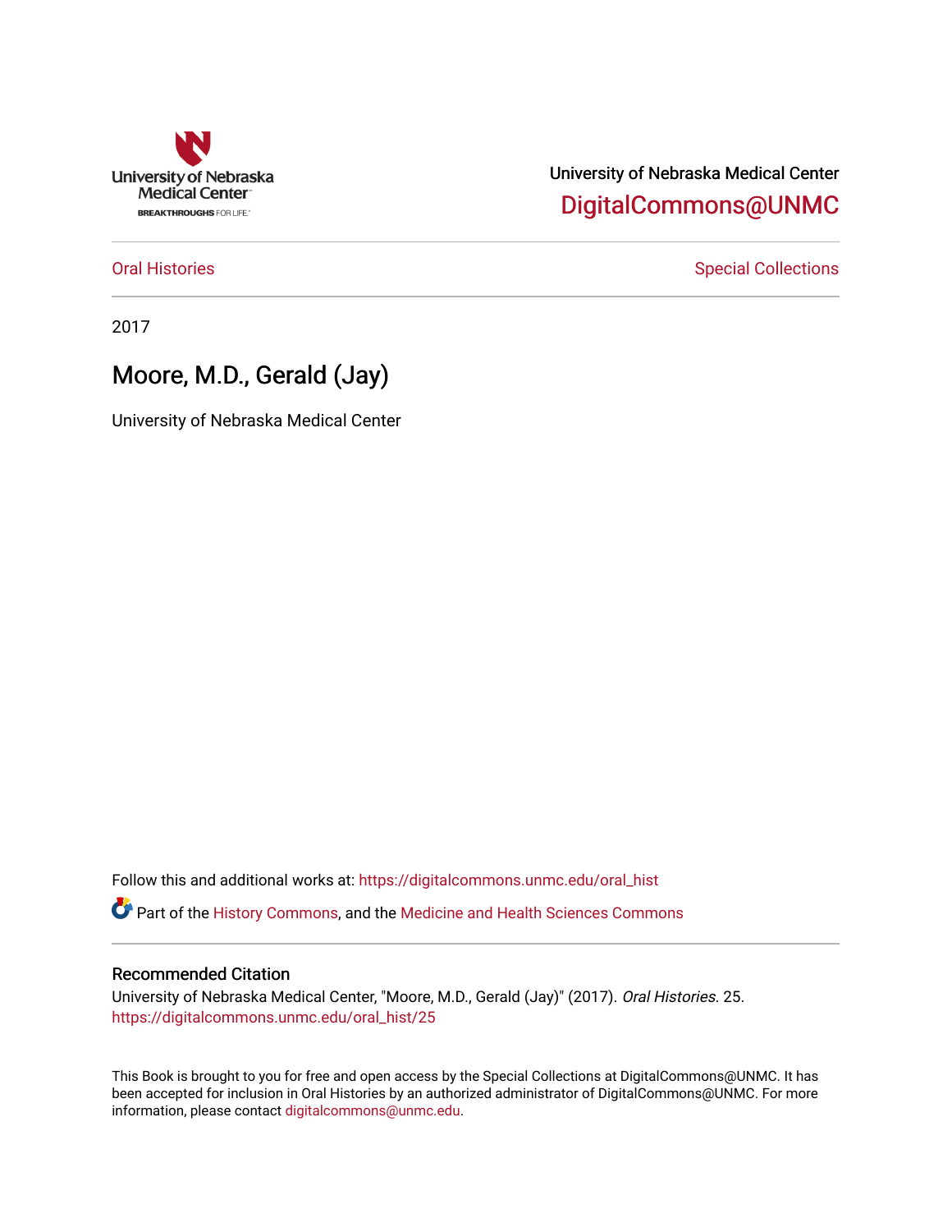University of Nebraska Medical Center

BREAKTHROUGHS FOR LIFE.

University of Nebraska Medical Center

DigitalCommons@UNMC

Oral Histories | Special Collections

2017

# Moore, M.D., Gerald (Jay)

University of Nebraska Medical Center

Follow this and additional works at: https://digitalcommons.unmc.edu/oral_hist

Part of the History Commons, and the Medicine and Health Sciences Commons

## Recommended Citation

University of Nebraska Medical Center, "Moore, M.D., Gerald (Jay)" (2017). *Oral Histories*. 25.
https://digitalcommons.unmc.edu/oral_hist/25

This Book is brought to you for free and open access by the Special Collections at DigitalCommons@UNMC. It has been accepted for inclusion in Oral Histories by an authorized administrator of DigitalCommons@UNMC. For more information, please contact digitalcommons@unmc.edu.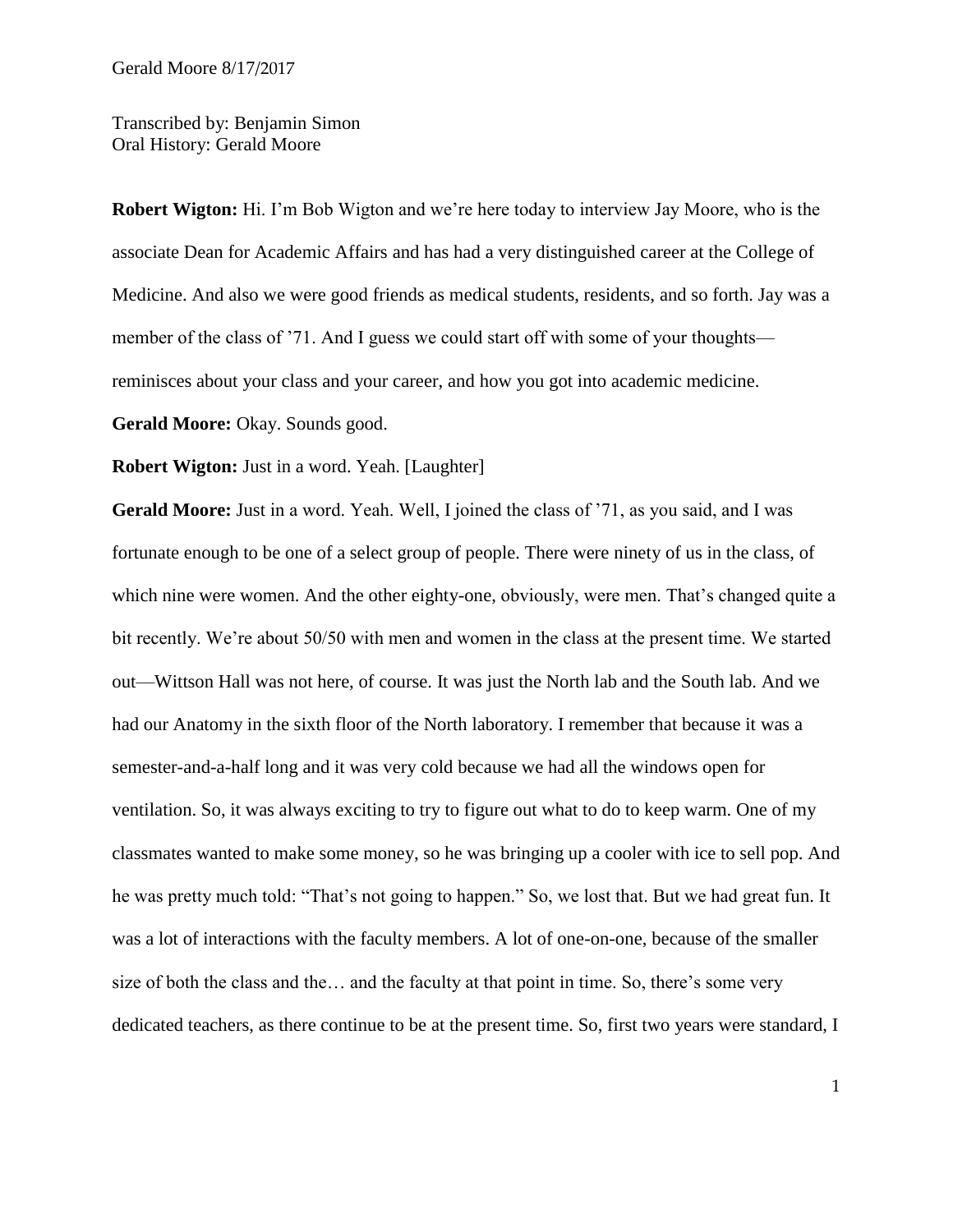Transcribed by: Benjamin Simon
Oral History: Gerald Moore

**Robert Wigton:** Hi. I'm Bob Wigton and we're here today to interview Jay Moore, who is the associate Dean for Academic Affairs and has had a very distinguished career at the College of Medicine. And also we were good friends as medical students, residents, and so forth. Jay was a member of the class of '71. And I guess we could start off with some of your thoughts—reminisces about your class and your career, and how you got into academic medicine.

**Gerald Moore:** Okay. Sounds good.

**Robert Wigton:** Just in a word. Yeah. [Laughter]

**Gerald Moore:** Just in a word. Yeah. Well, I joined the class of '71, as you said, and I was fortunate enough to be one of a select group of people. There were ninety of us in the class, of which nine were women. And the other eighty-one, obviously, were men. That's changed quite a bit recently. We're about 50/50 with men and women in the class at the present time. We started out—Wittson Hall was not here, of course. It was just the North lab and the South lab. And we had our Anatomy in the sixth floor of the North laboratory. I remember that because it was a semester-and-a-half long and it was very cold because we had all the windows open for ventilation. So, it was always exciting to try to figure out what to do to keep warm. One of my classmates wanted to make some money, so he was bringing up a cooler with ice to sell pop. And he was pretty much told: "That's not going to happen." So, we lost that. But we had great fun. It was a lot of interactions with the faculty members. A lot of one-on-one, because of the smaller size of both the class and the… and the faculty at that point in time. So, there's some very dedicated teachers, as there continue to be at the present time. So, first two years were standard, I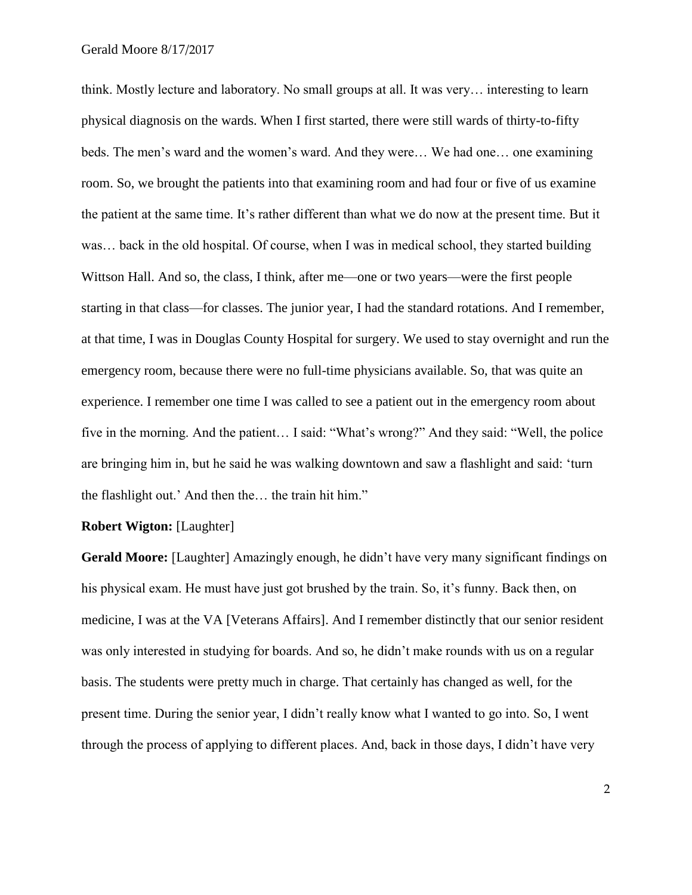think. Mostly lecture and laboratory. No small groups at all. It was very… interesting to learn physical diagnosis on the wards. When I first started, there were still wards of thirty-to-fifty beds. The men's ward and the women's ward. And they were… We had one… one examining room. So, we brought the patients into that examining room and had four or five of us examine the patient at the same time. It's rather different than what we do now at the present time. But it was… back in the old hospital. Of course, when I was in medical school, they started building Wittson Hall. And so, the class, I think, after me—one or two years—were the first people starting in that class—for classes. The junior year, I had the standard rotations. And I remember, at that time, I was in Douglas County Hospital for surgery. We used to stay overnight and run the emergency room, because there were no full-time physicians available. So, that was quite an experience. I remember one time I was called to see a patient out in the emergency room about five in the morning. And the patient… I said: "What's wrong?" And they said: "Well, the police are bringing him in, but he said he was walking downtown and saw a flashlight and said: 'turn the flashlight out.' And then the… the train hit him."

**Robert Wigton:** [Laughter]

**Gerald Moore:** [Laughter] Amazingly enough, he didn't have very many significant findings on his physical exam. He must have just got brushed by the train. So, it's funny. Back then, on medicine, I was at the VA [Veterans Affairs]. And I remember distinctly that our senior resident was only interested in studying for boards. And so, he didn't make rounds with us on a regular basis. The students were pretty much in charge. That certainly has changed as well, for the present time. During the senior year, I didn't really know what I wanted to go into. So, I went through the process of applying to different places. And, back in those days, I didn't have very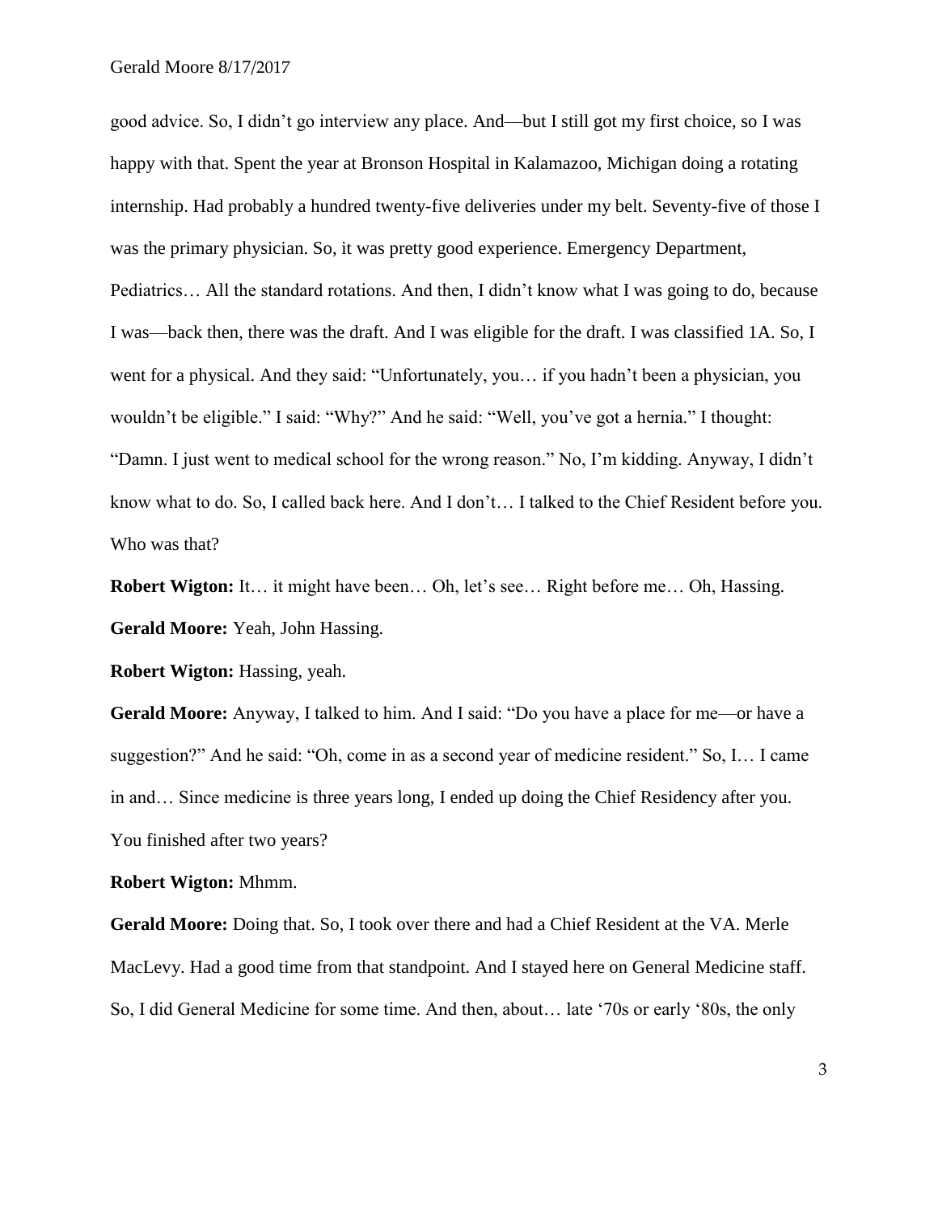good advice. So, I didn't go interview any place. And—but I still got my first choice, so I was happy with that. Spent the year at Bronson Hospital in Kalamazoo, Michigan doing a rotating internship. Had probably a hundred twenty-five deliveries under my belt. Seventy-five of those I was the primary physician. So, it was pretty good experience. Emergency Department, Pediatrics… All the standard rotations. And then, I didn't know what I was going to do, because I was—back then, there was the draft. And I was eligible for the draft. I was classified 1A. So, I went for a physical. And they said: "Unfortunately, you… if you hadn't been a physician, you wouldn't be eligible." I said: "Why?" And he said: "Well, you've got a hernia." I thought: "Damn. I just went to medical school for the wrong reason." No, I'm kidding. Anyway, I didn't know what to do. So, I called back here. And I don't… I talked to the Chief Resident before you. Who was that?

**Robert Wigton:** It… it might have been… Oh, let's see… Right before me… Oh, Hassing.

**Gerald Moore:** Yeah, John Hassing.

**Robert Wigton:** Hassing, yeah.

**Gerald Moore:** Anyway, I talked to him. And I said: "Do you have a place for me—or have a suggestion?" And he said: "Oh, come in as a second year of medicine resident." So, I… I came in and… Since medicine is three years long, I ended up doing the Chief Residency after you. You finished after two years?

**Robert Wigton:** Mhmm.

**Gerald Moore:** Doing that. So, I took over there and had a Chief Resident at the VA. Merle MacLevy. Had a good time from that standpoint. And I stayed here on General Medicine staff. So, I did General Medicine for some time. And then, about… late '70s or early '80s, the only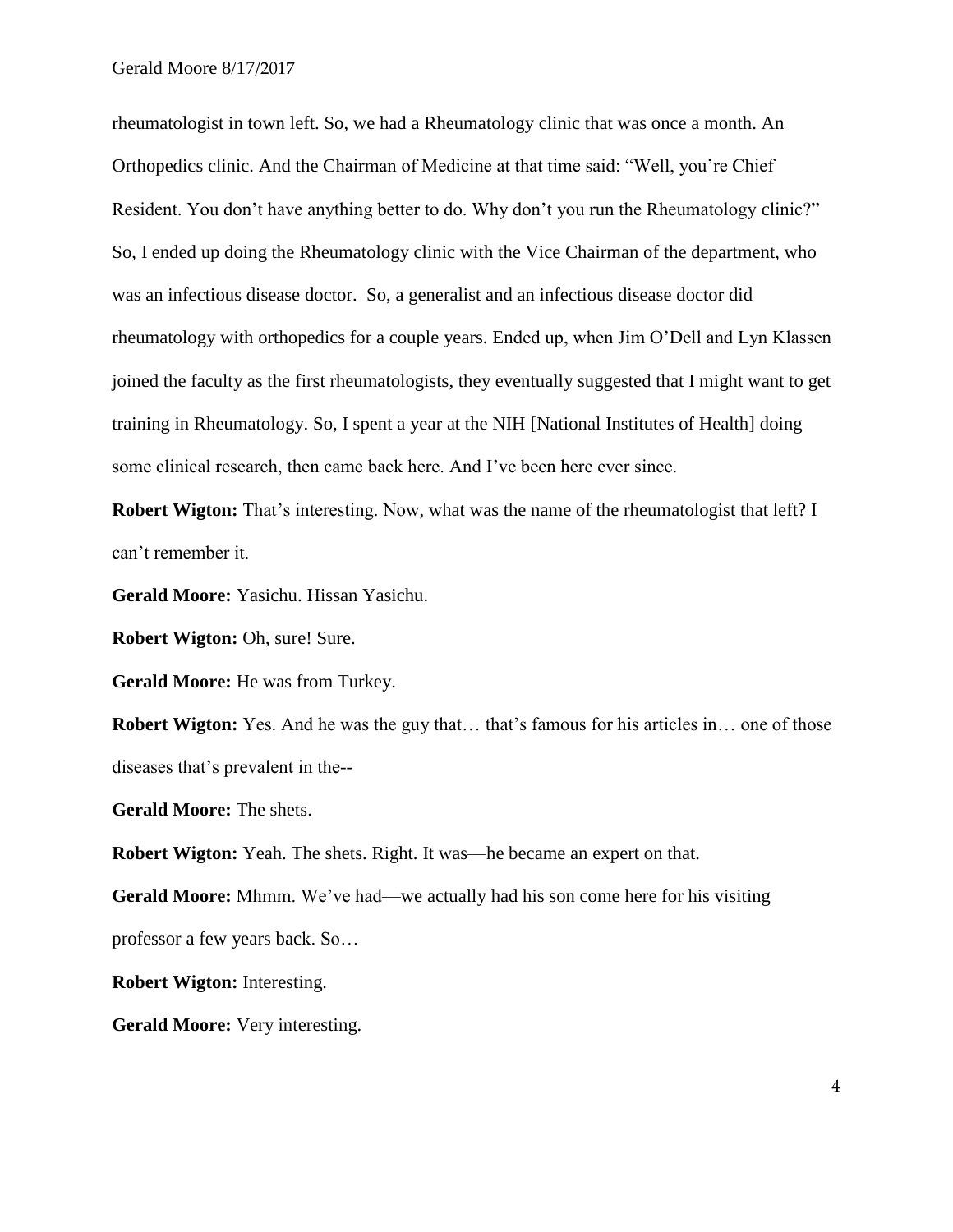rheumatologist in town left. So, we had a Rheumatology clinic that was once a month. An Orthopedics clinic. And the Chairman of Medicine at that time said: "Well, you're Chief Resident. You don't have anything better to do. Why don't you run the Rheumatology clinic?" So, I ended up doing the Rheumatology clinic with the Vice Chairman of the department, who was an infectious disease doctor. So, a generalist and an infectious disease doctor did rheumatology with orthopedics for a couple years. Ended up, when Jim O'Dell and Lyn Klassen joined the faculty as the first rheumatologists, they eventually suggested that I might want to get training in Rheumatology. So, I spent a year at the NIH [National Institutes of Health] doing some clinical research, then came back here. And I've been here ever since.

**Robert Wigton:** That's interesting. Now, what was the name of the rheumatologist that left? I can't remember it.

**Gerald Moore:** Yasichu. Hissan Yasichu.

**Robert Wigton:** Oh, sure! Sure.

**Gerald Moore:** He was from Turkey.

**Robert Wigton:** Yes. And he was the guy that… that's famous for his articles in… one of those diseases that's prevalent in the--

**Gerald Moore:** The shets.

**Robert Wigton:** Yeah. The shets. Right. It was—he became an expert on that.

**Gerald Moore:** Mhmm. We've had—we actually had his son come here for his visiting professor a few years back. So…

**Robert Wigton:** Interesting.

**Gerald Moore:** Very interesting.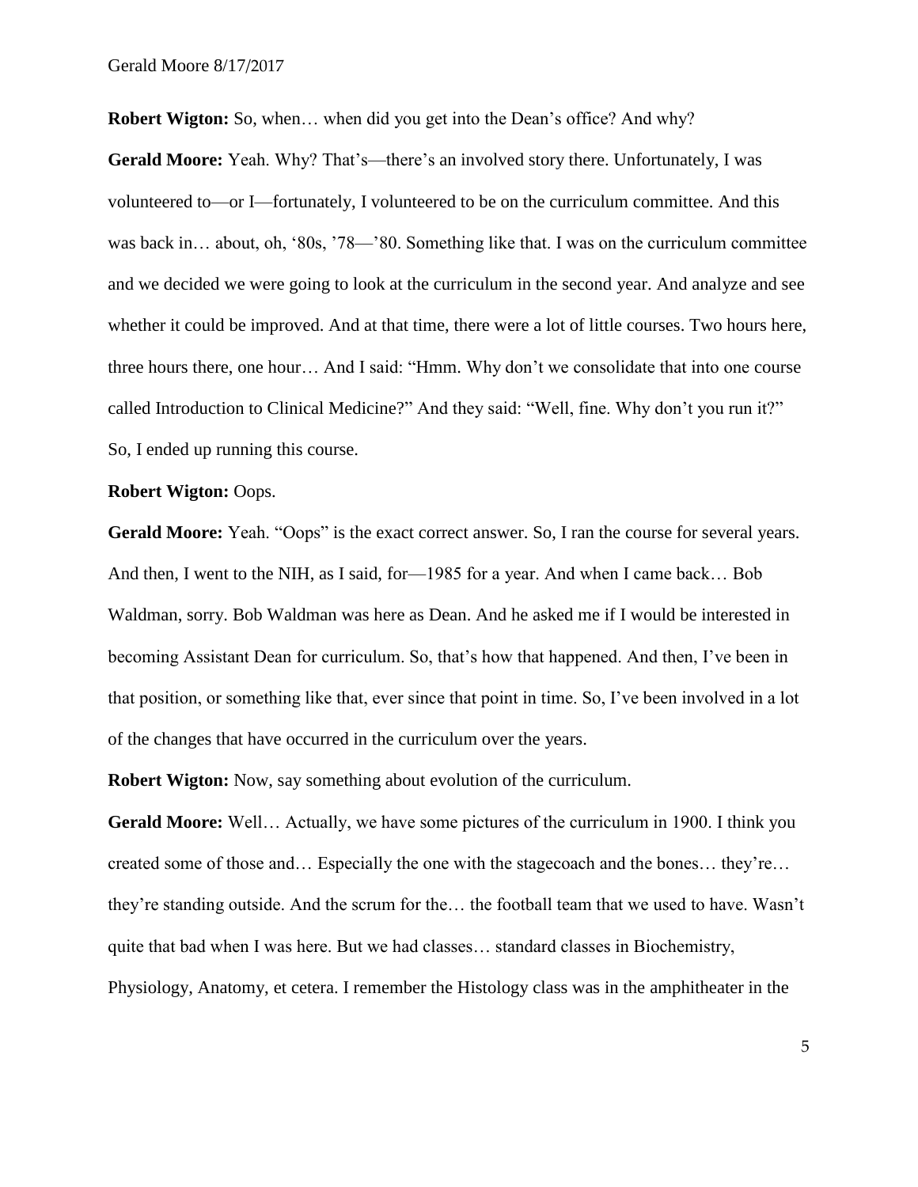**Robert Wigton:** So, when… when did you get into the Dean's office? And why?

**Gerald Moore:** Yeah. Why? That's—there's an involved story there. Unfortunately, I was volunteered to—or I—fortunately, I volunteered to be on the curriculum committee. And this was back in… about, oh, '80s, '78—'80. Something like that. I was on the curriculum committee and we decided we were going to look at the curriculum in the second year. And analyze and see whether it could be improved. And at that time, there were a lot of little courses. Two hours here, three hours there, one hour… And I said: "Hmm. Why don't we consolidate that into one course called Introduction to Clinical Medicine?" And they said: "Well, fine. Why don't you run it?" So, I ended up running this course.

**Robert Wigton:** Oops.

**Gerald Moore:** Yeah. "Oops" is the exact correct answer. So, I ran the course for several years. And then, I went to the NIH, as I said, for—1985 for a year. And when I came back… Bob Waldman, sorry. Bob Waldman was here as Dean. And he asked me if I would be interested in becoming Assistant Dean for curriculum. So, that's how that happened. And then, I've been in that position, or something like that, ever since that point in time. So, I've been involved in a lot of the changes that have occurred in the curriculum over the years.

**Robert Wigton:** Now, say something about evolution of the curriculum.

**Gerald Moore:** Well… Actually, we have some pictures of the curriculum in 1900. I think you created some of those and… Especially the one with the stagecoach and the bones… they're… they're standing outside. And the scrum for the… the football team that we used to have. Wasn't quite that bad when I was here. But we had classes… standard classes in Biochemistry, Physiology, Anatomy, et cetera. I remember the Histology class was in the amphitheater in the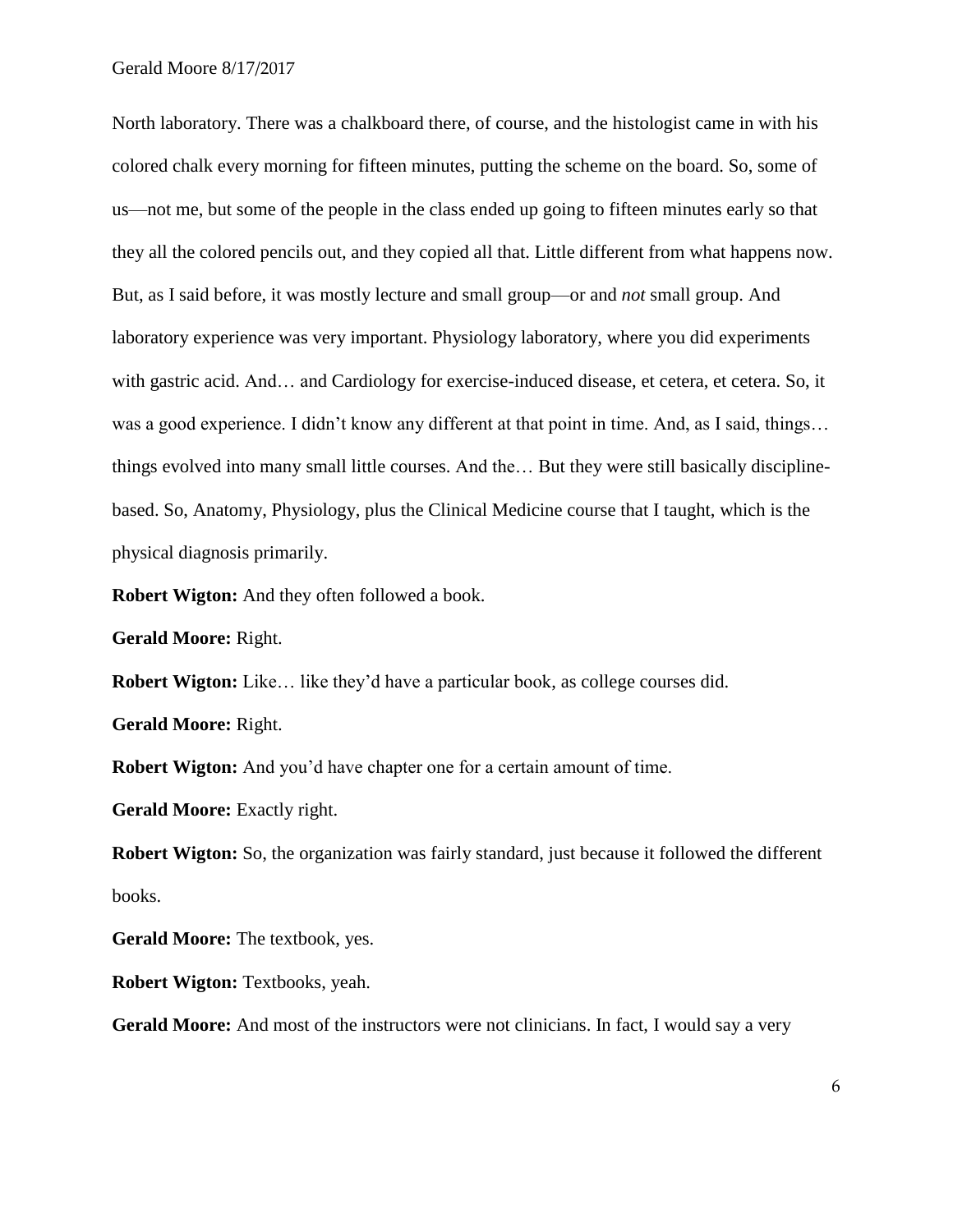North laboratory. There was a chalkboard there, of course, and the histologist came in with his colored chalk every morning for fifteen minutes, putting the scheme on the board. So, some of us—not me, but some of the people in the class ended up going to fifteen minutes early so that they all the colored pencils out, and they copied all that. Little different from what happens now. But, as I said before, it was mostly lecture and small group—or and *not* small group. And laboratory experience was very important. Physiology laboratory, where you did experiments with gastric acid. And… and Cardiology for exercise-induced disease, et cetera, et cetera. So, it was a good experience. I didn't know any different at that point in time. And, as I said, things… things evolved into many small little courses. And the… But they were still basically discipline-based. So, Anatomy, Physiology, plus the Clinical Medicine course that I taught, which is the physical diagnosis primarily.

**Robert Wigton:** And they often followed a book.

**Gerald Moore:** Right.

**Robert Wigton:** Like… like they'd have a particular book, as college courses did.

**Gerald Moore:** Right.

**Robert Wigton:** And you'd have chapter one for a certain amount of time.

**Gerald Moore:** Exactly right.

**Robert Wigton:** So, the organization was fairly standard, just because it followed the different books.

**Gerald Moore:** The textbook, yes.

**Robert Wigton:** Textbooks, yeah.

**Gerald Moore:** And most of the instructors were not clinicians. In fact, I would say a very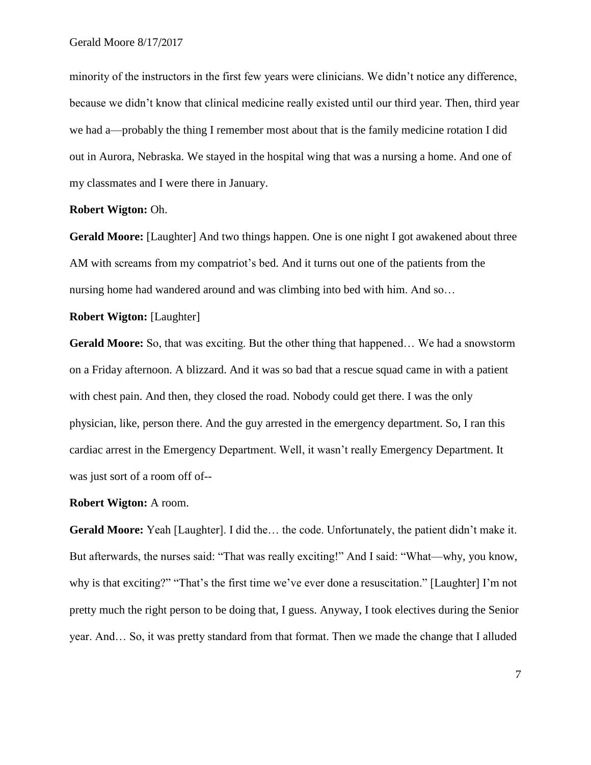minority of the instructors in the first few years were clinicians. We didn't notice any difference, because we didn't know that clinical medicine really existed until our third year. Then, third year we had a—probably the thing I remember most about that is the family medicine rotation I did out in Aurora, Nebraska. We stayed in the hospital wing that was a nursing a home. And one of my classmates and I were there in January.

**Robert Wigton:** Oh.

**Gerald Moore:** [Laughter] And two things happen. One is one night I got awakened about three AM with screams from my compatriot's bed. And it turns out one of the patients from the nursing home had wandered around and was climbing into bed with him. And so…

**Robert Wigton:** [Laughter]

**Gerald Moore:** So, that was exciting. But the other thing that happened… We had a snowstorm on a Friday afternoon. A blizzard. And it was so bad that a rescue squad came in with a patient with chest pain. And then, they closed the road. Nobody could get there. I was the only physician, like, person there. And the guy arrested in the emergency department. So, I ran this cardiac arrest in the Emergency Department. Well, it wasn't really Emergency Department. It was just sort of a room off of--

**Robert Wigton:** A room.

**Gerald Moore:** Yeah [Laughter]. I did the… the code. Unfortunately, the patient didn't make it. But afterwards, the nurses said: "That was really exciting!" And I said: "What—why, you know, why is that exciting?" "That's the first time we've ever done a resuscitation." [Laughter] I'm not pretty much the right person to be doing that, I guess. Anyway, I took electives during the Senior year. And… So, it was pretty standard from that format. Then we made the change that I alluded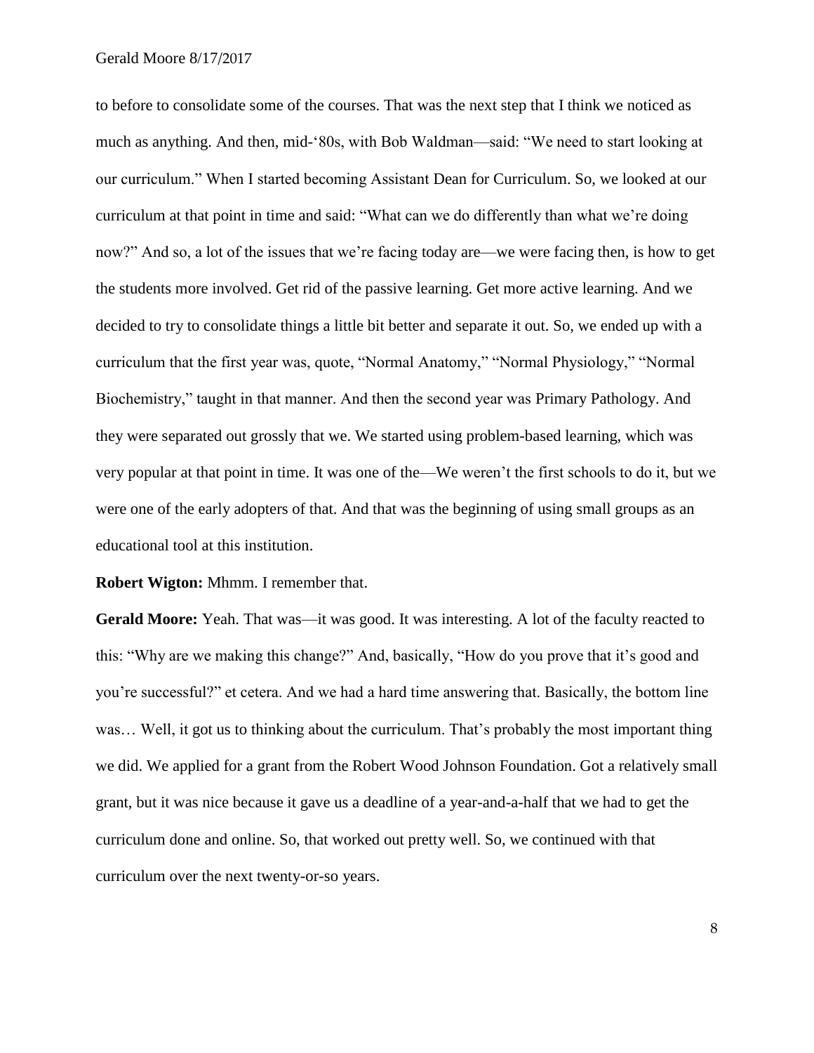to before to consolidate some of the courses. That was the next step that I think we noticed as much as anything. And then, mid-'80s, with Bob Waldman—said: "We need to start looking at our curriculum." When I started becoming Assistant Dean for Curriculum. So, we looked at our curriculum at that point in time and said: "What can we do differently than what we're doing now?" And so, a lot of the issues that we're facing today are—we were facing then, is how to get the students more involved. Get rid of the passive learning. Get more active learning. And we decided to try to consolidate things a little bit better and separate it out. So, we ended up with a curriculum that the first year was, quote, "Normal Anatomy," "Normal Physiology," "Normal Biochemistry," taught in that manner. And then the second year was Primary Pathology. And they were separated out grossly that we. We started using problem-based learning, which was very popular at that point in time. It was one of the—We weren't the first schools to do it, but we were one of the early adopters of that. And that was the beginning of using small groups as an educational tool at this institution.

**Robert Wigton:** Mhmm. I remember that.

**Gerald Moore:** Yeah. That was—it was good. It was interesting. A lot of the faculty reacted to this: "Why are we making this change?" And, basically, "How do you prove that it's good and you're successful?" et cetera. And we had a hard time answering that. Basically, the bottom line was… Well, it got us to thinking about the curriculum. That's probably the most important thing we did. We applied for a grant from the Robert Wood Johnson Foundation. Got a relatively small grant, but it was nice because it gave us a deadline of a year-and-a-half that we had to get the curriculum done and online. So, that worked out pretty well. So, we continued with that curriculum over the next twenty-or-so years.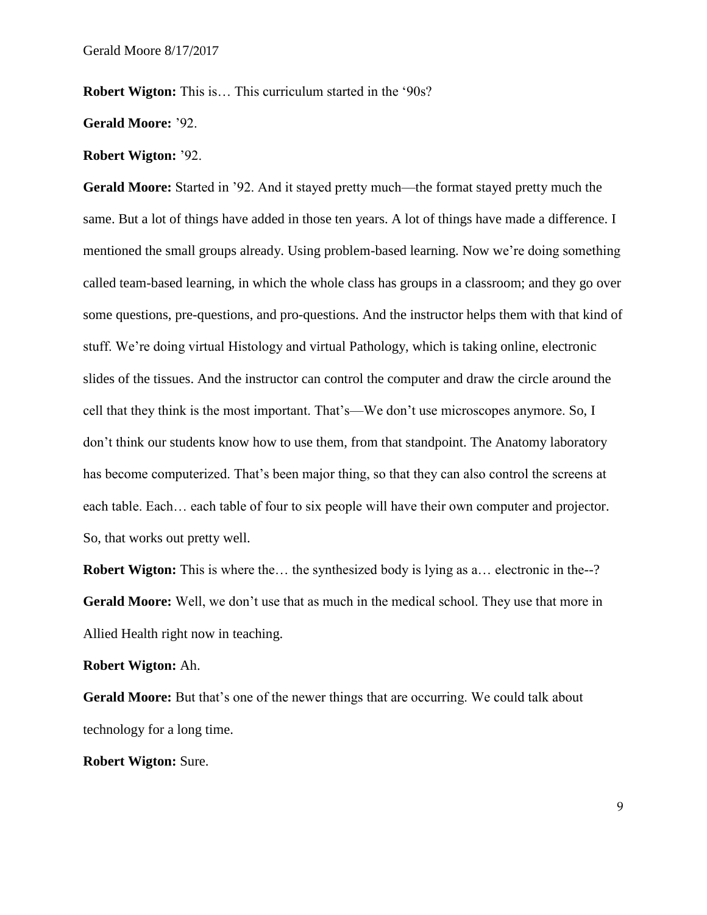**Robert Wigton:** This is… This curriculum started in the '90s?

**Gerald Moore:** '92.

**Robert Wigton:** '92.

**Gerald Moore:** Started in '92. And it stayed pretty much—the format stayed pretty much the same. But a lot of things have added in those ten years. A lot of things have made a difference. I mentioned the small groups already. Using problem-based learning. Now we're doing something called team-based learning, in which the whole class has groups in a classroom; and they go over some questions, pre-questions, and pro-questions. And the instructor helps them with that kind of stuff. We're doing virtual Histology and virtual Pathology, which is taking online, electronic slides of the tissues. And the instructor can control the computer and draw the circle around the cell that they think is the most important. That's—We don't use microscopes anymore. So, I don't think our students know how to use them, from that standpoint. The Anatomy laboratory has become computerized. That's been major thing, so that they can also control the screens at each table. Each… each table of four to six people will have their own computer and projector. So, that works out pretty well.

**Robert Wigton:** This is where the… the synthesized body is lying as a… electronic in the--?

**Gerald Moore:** Well, we don't use that as much in the medical school. They use that more in Allied Health right now in teaching.

**Robert Wigton:** Ah.

**Gerald Moore:** But that's one of the newer things that are occurring. We could talk about technology for a long time.

**Robert Wigton:** Sure.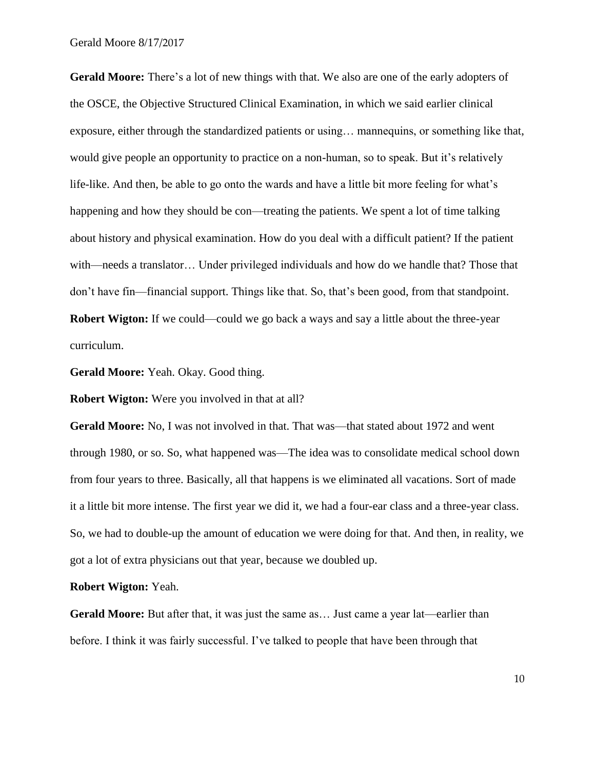**Gerald Moore:** There's a lot of new things with that. We also are one of the early adopters of the OSCE, the Objective Structured Clinical Examination, in which we said earlier clinical exposure, either through the standardized patients or using… mannequins, or something like that, would give people an opportunity to practice on a non-human, so to speak. But it's relatively life-like. And then, be able to go onto the wards and have a little bit more feeling for what's happening and how they should be con—treating the patients. We spent a lot of time talking about history and physical examination. How do you deal with a difficult patient? If the patient with—needs a translator… Under privileged individuals and how do we handle that? Those that don't have fin—financial support. Things like that. So, that's been good, from that standpoint.

**Robert Wigton:** If we could—could we go back a ways and say a little about the three-year curriculum.

**Gerald Moore:** Yeah. Okay. Good thing.

**Robert Wigton:** Were you involved in that at all?

**Gerald Moore:** No, I was not involved in that. That was—that stated about 1972 and went through 1980, or so. So, what happened was—The idea was to consolidate medical school down from four years to three. Basically, all that happens is we eliminated all vacations. Sort of made it a little bit more intense. The first year we did it, we had a four-ear class and a three-year class. So, we had to double-up the amount of education we were doing for that. And then, in reality, we got a lot of extra physicians out that year, because we doubled up.

**Robert Wigton:** Yeah.

**Gerald Moore:** But after that, it was just the same as… Just came a year lat—earlier than before. I think it was fairly successful. I've talked to people that have been through that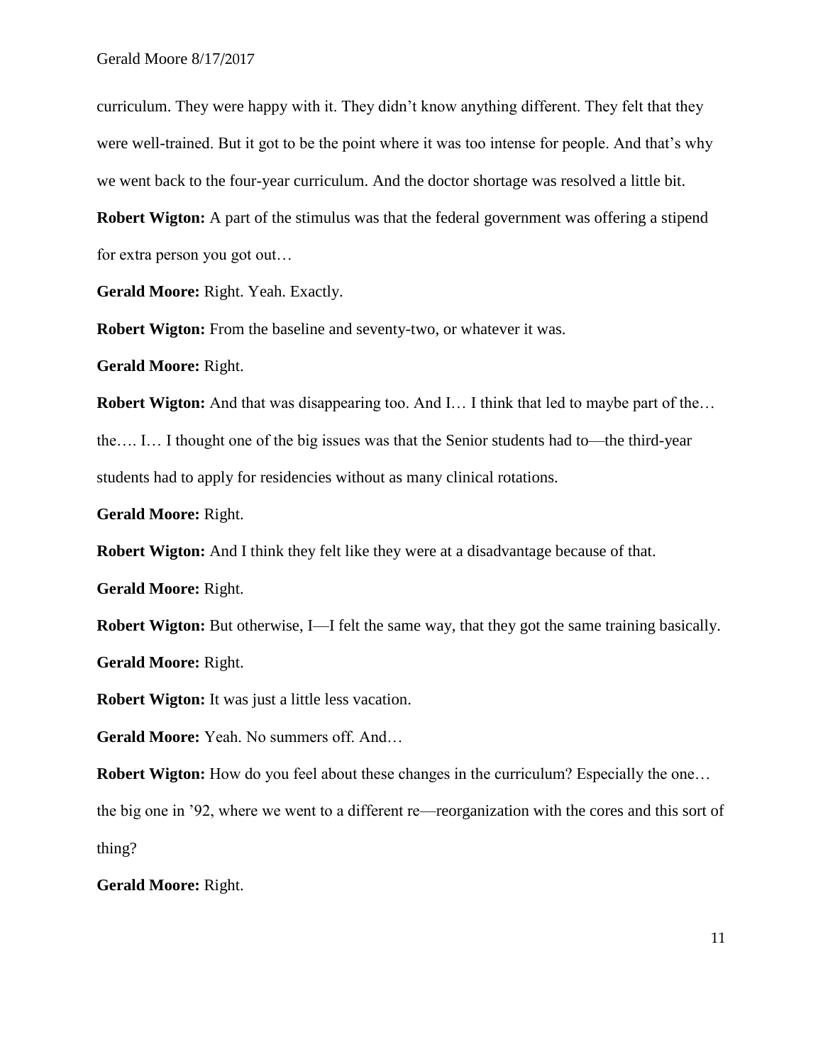curriculum. They were happy with it. They didn't know anything different. They felt that they were well-trained. But it got to be the point where it was too intense for people. And that's why we went back to the four-year curriculum. And the doctor shortage was resolved a little bit.

**Robert Wigton:** A part of the stimulus was that the federal government was offering a stipend for extra person you got out…

**Gerald Moore:** Right. Yeah. Exactly.

**Robert Wigton:** From the baseline and seventy-two, or whatever it was.

**Gerald Moore:** Right.

**Robert Wigton:** And that was disappearing too. And I… I think that led to maybe part of the… the…. I… I thought one of the big issues was that the Senior students had to—the third-year students had to apply for residencies without as many clinical rotations.

**Gerald Moore:** Right.

**Robert Wigton:** And I think they felt like they were at a disadvantage because of that.

**Gerald Moore:** Right.

**Robert Wigton:** But otherwise, I—I felt the same way, that they got the same training basically.

**Gerald Moore:** Right.

**Robert Wigton:** It was just a little less vacation.

**Gerald Moore:** Yeah. No summers off. And…

**Robert Wigton:** How do you feel about these changes in the curriculum? Especially the one… the big one in '92, where we went to a different re—reorganization with the cores and this sort of thing?

**Gerald Moore:** Right.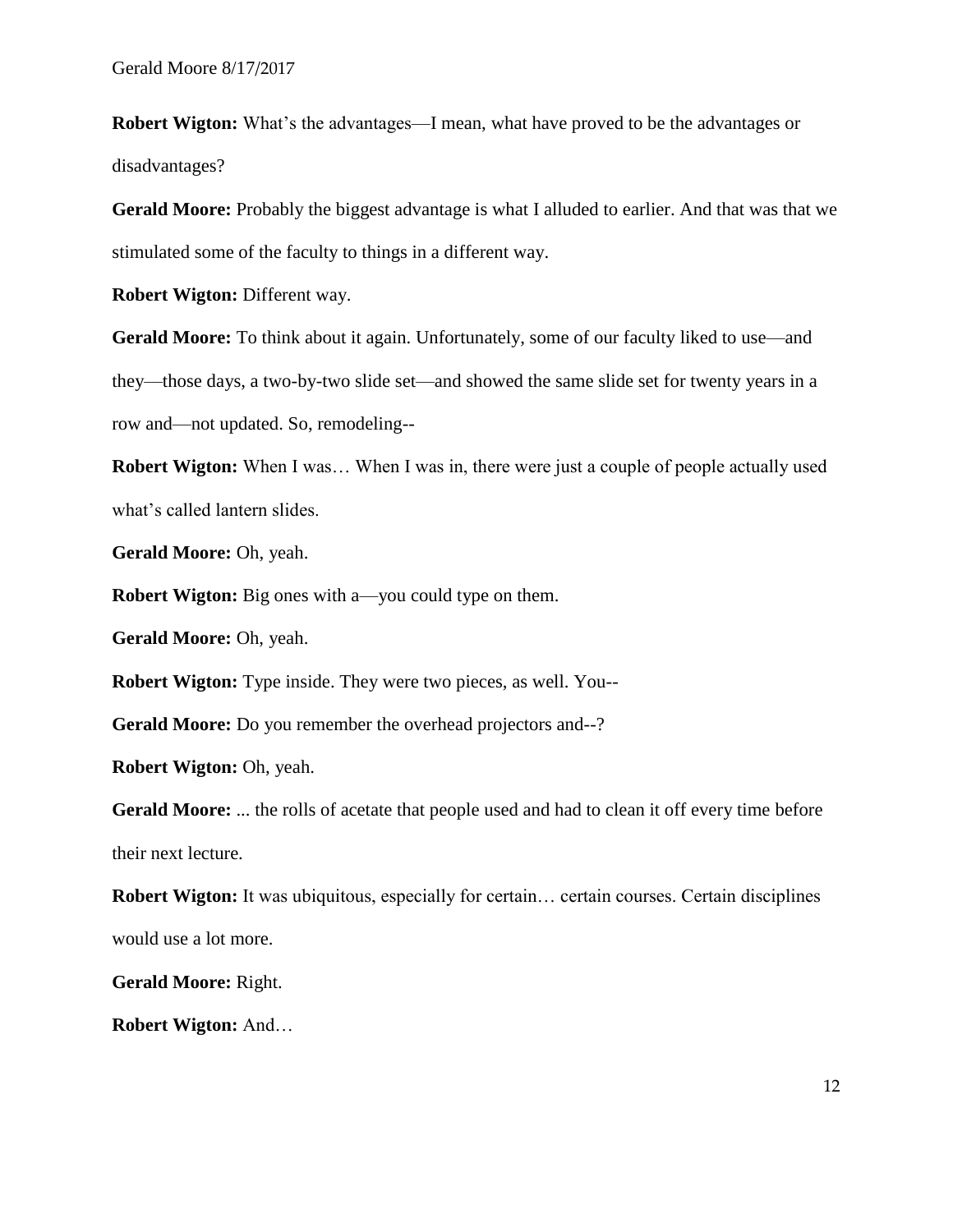**Robert Wigton:** What's the advantages—I mean, what have proved to be the advantages or disadvantages?

**Gerald Moore:** Probably the biggest advantage is what I alluded to earlier. And that was that we stimulated some of the faculty to things in a different way.

**Robert Wigton:** Different way.

**Gerald Moore:** To think about it again. Unfortunately, some of our faculty liked to use—and they—those days, a two-by-two slide set—and showed the same slide set for twenty years in a row and—not updated. So, remodeling--

**Robert Wigton:** When I was… When I was in, there were just a couple of people actually used what's called lantern slides.

**Gerald Moore:** Oh, yeah.

**Robert Wigton:** Big ones with a—you could type on them.

**Gerald Moore:** Oh, yeah.

**Robert Wigton:** Type inside. They were two pieces, as well. You--

**Gerald Moore:** Do you remember the overhead projectors and--?

**Robert Wigton:** Oh, yeah.

**Gerald Moore:** ... the rolls of acetate that people used and had to clean it off every time before their next lecture.

**Robert Wigton:** It was ubiquitous, especially for certain… certain courses. Certain disciplines would use a lot more.

**Gerald Moore:** Right.

**Robert Wigton:** And…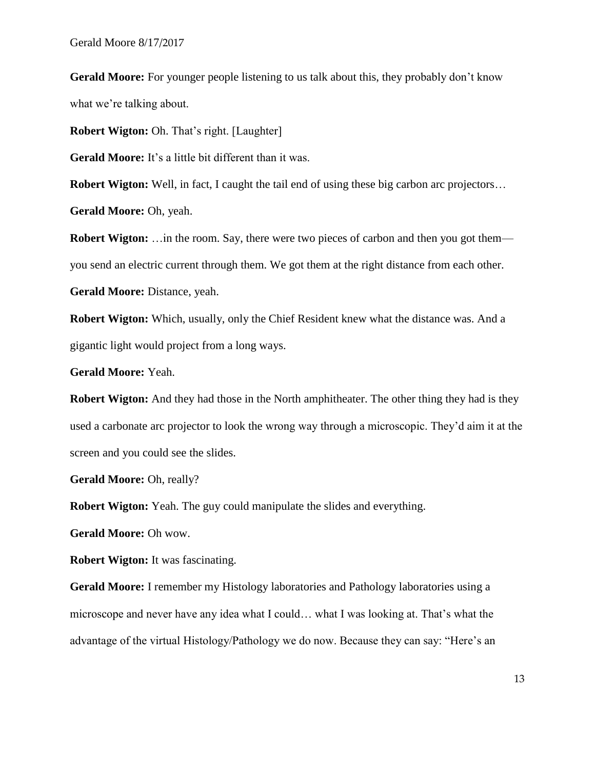**Gerald Moore:** For younger people listening to us talk about this, they probably don't know what we're talking about.

**Robert Wigton:** Oh. That's right. [Laughter]

**Gerald Moore:** It's a little bit different than it was.

**Robert Wigton:** Well, in fact, I caught the tail end of using these big carbon arc projectors…

**Gerald Moore:** Oh, yeah.

**Robert Wigton:** …in the room. Say, there were two pieces of carbon and then you got them—you send an electric current through them. We got them at the right distance from each other.

**Gerald Moore:** Distance, yeah.

**Robert Wigton:** Which, usually, only the Chief Resident knew what the distance was. And a gigantic light would project from a long ways.

**Gerald Moore:** Yeah.

**Robert Wigton:** And they had those in the North amphitheater. The other thing they had is they used a carbonate arc projector to look the wrong way through a microscopic. They'd aim it at the screen and you could see the slides.

**Gerald Moore:** Oh, really?

**Robert Wigton:** Yeah. The guy could manipulate the slides and everything.

**Gerald Moore:** Oh wow.

**Robert Wigton:** It was fascinating.

**Gerald Moore:** I remember my Histology laboratories and Pathology laboratories using a microscope and never have any idea what I could… what I was looking at. That's what the advantage of the virtual Histology/Pathology we do now. Because they can say: "Here's an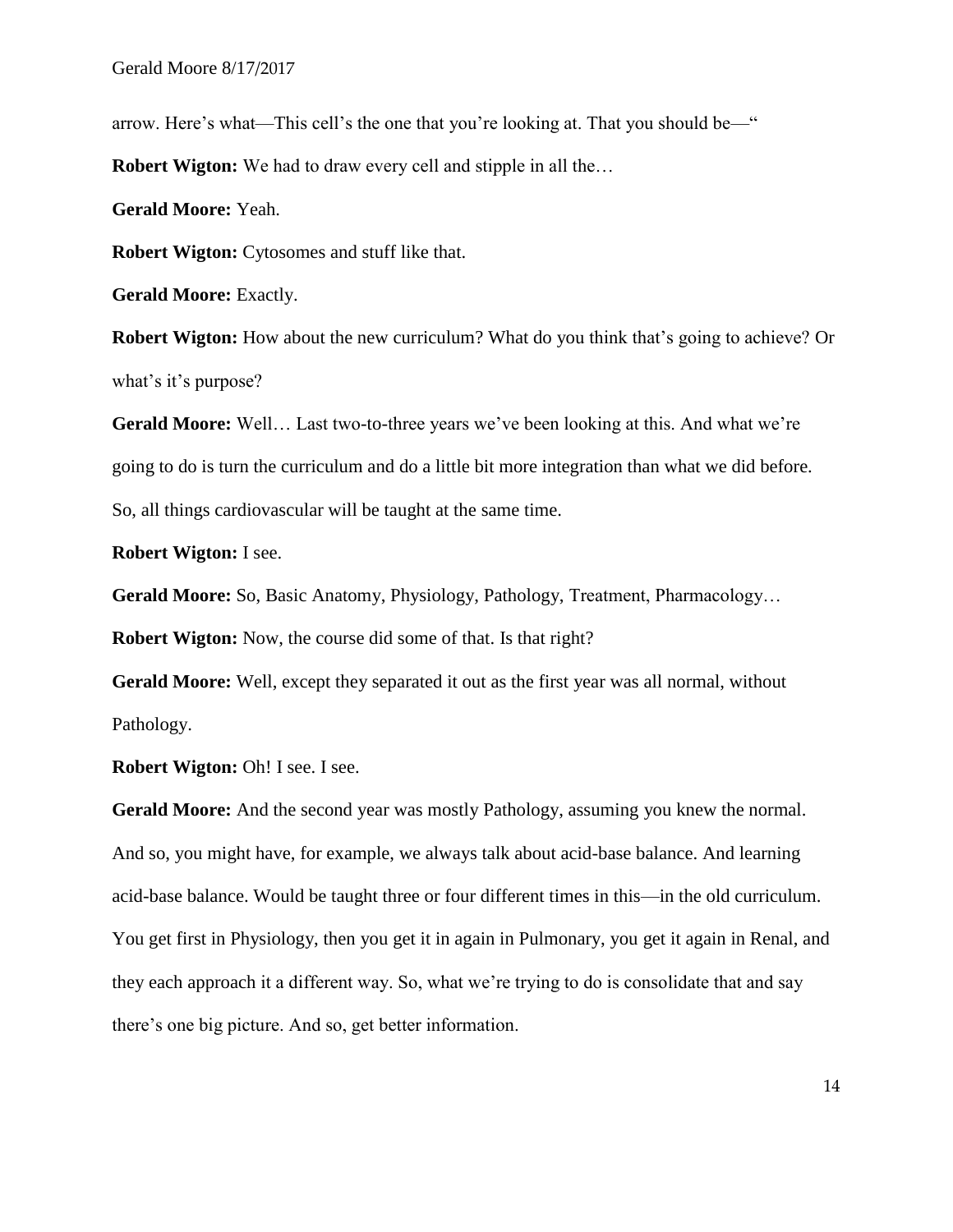arrow. Here's what—This cell's the one that you're looking at. That you should be—"

**Robert Wigton:** We had to draw every cell and stipple in all the…

**Gerald Moore:** Yeah.

**Robert Wigton:** Cytosomes and stuff like that.

**Gerald Moore:** Exactly.

**Robert Wigton:** How about the new curriculum? What do you think that's going to achieve? Or what's it's purpose?

**Gerald Moore:** Well… Last two-to-three years we've been looking at this. And what we're going to do is turn the curriculum and do a little bit more integration than what we did before. So, all things cardiovascular will be taught at the same time.

**Robert Wigton:** I see.

**Gerald Moore:** So, Basic Anatomy, Physiology, Pathology, Treatment, Pharmacology…

**Robert Wigton:** Now, the course did some of that. Is that right?

**Gerald Moore:** Well, except they separated it out as the first year was all normal, without Pathology.

**Robert Wigton:** Oh! I see. I see.

**Gerald Moore:** And the second year was mostly Pathology, assuming you knew the normal. And so, you might have, for example, we always talk about acid-base balance. And learning acid-base balance. Would be taught three or four different times in this—in the old curriculum. You get first in Physiology, then you get it in again in Pulmonary, you get it again in Renal, and they each approach it a different way. So, what we're trying to do is consolidate that and say there's one big picture. And so, get better information.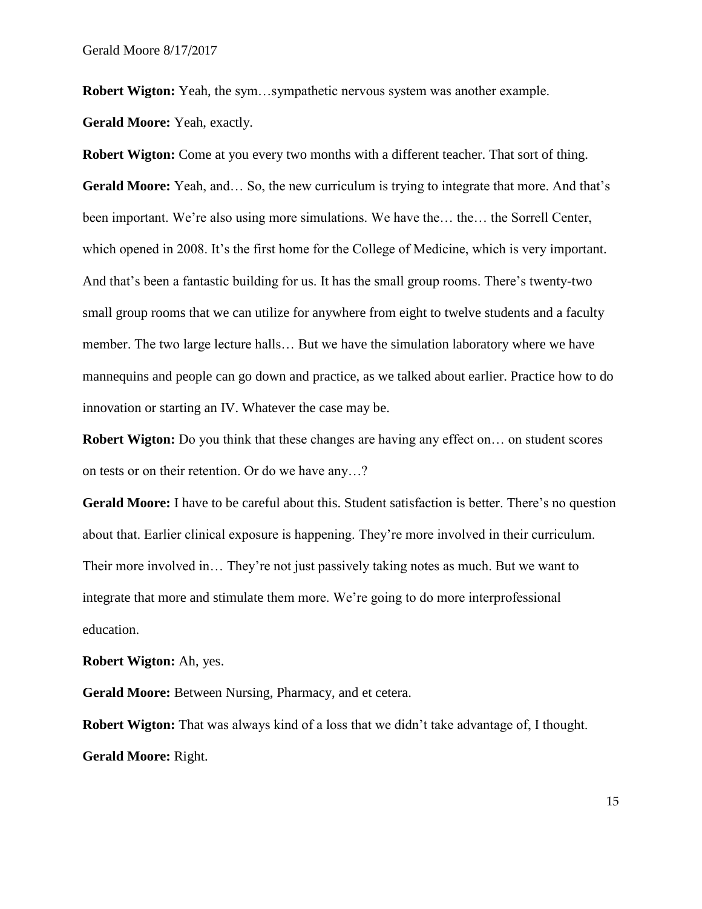**Robert Wigton:** Yeah, the sym…sympathetic nervous system was another example.

**Gerald Moore:** Yeah, exactly.

**Robert Wigton:** Come at you every two months with a different teacher. That sort of thing.

**Gerald Moore:** Yeah, and… So, the new curriculum is trying to integrate that more. And that's been important. We're also using more simulations. We have the… the… the Sorrell Center, which opened in 2008. It's the first home for the College of Medicine, which is very important. And that's been a fantastic building for us. It has the small group rooms. There's twenty-two small group rooms that we can utilize for anywhere from eight to twelve students and a faculty member. The two large lecture halls… But we have the simulation laboratory where we have mannequins and people can go down and practice, as we talked about earlier. Practice how to do innovation or starting an IV. Whatever the case may be.

**Robert Wigton:** Do you think that these changes are having any effect on… on student scores on tests or on their retention. Or do we have any…?

**Gerald Moore:** I have to be careful about this. Student satisfaction is better. There's no question about that. Earlier clinical exposure is happening. They're more involved in their curriculum. Their more involved in… They're not just passively taking notes as much. But we want to integrate that more and stimulate them more. We're going to do more interprofessional education.

**Robert Wigton:** Ah, yes.

**Gerald Moore:** Between Nursing, Pharmacy, and et cetera.

**Robert Wigton:** That was always kind of a loss that we didn't take advantage of, I thought.

**Gerald Moore:** Right.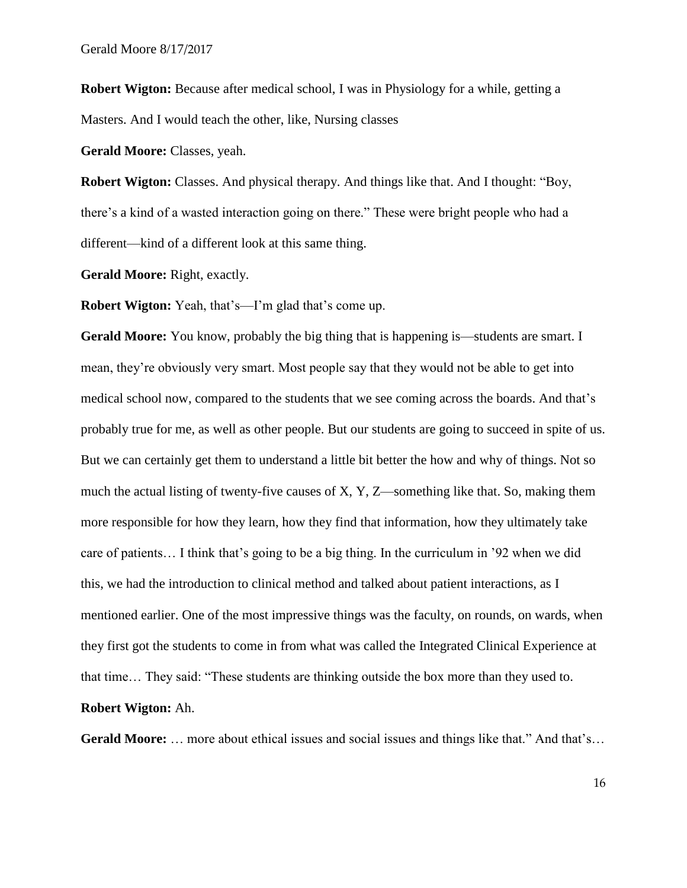**Robert Wigton:** Because after medical school, I was in Physiology for a while, getting a Masters. And I would teach the other, like, Nursing classes

**Gerald Moore:** Classes, yeah.

**Robert Wigton:** Classes. And physical therapy. And things like that. And I thought: "Boy, there's a kind of a wasted interaction going on there." These were bright people who had a different—kind of a different look at this same thing.

**Gerald Moore:** Right, exactly.

**Robert Wigton:** Yeah, that's—I'm glad that's come up.

**Gerald Moore:** You know, probably the big thing that is happening is—students are smart. I mean, they're obviously very smart. Most people say that they would not be able to get into medical school now, compared to the students that we see coming across the boards. And that's probably true for me, as well as other people. But our students are going to succeed in spite of us. But we can certainly get them to understand a little bit better the how and why of things. Not so much the actual listing of twenty-five causes of X, Y, Z—something like that. So, making them more responsible for how they learn, how they find that information, how they ultimately take care of patients… I think that's going to be a big thing. In the curriculum in '92 when we did this, we had the introduction to clinical method and talked about patient interactions, as I mentioned earlier. One of the most impressive things was the faculty, on rounds, on wards, when they first got the students to come in from what was called the Integrated Clinical Experience at that time… They said: "These students are thinking outside the box more than they used to.

**Robert Wigton:** Ah.

**Gerald Moore:** … more about ethical issues and social issues and things like that." And that's…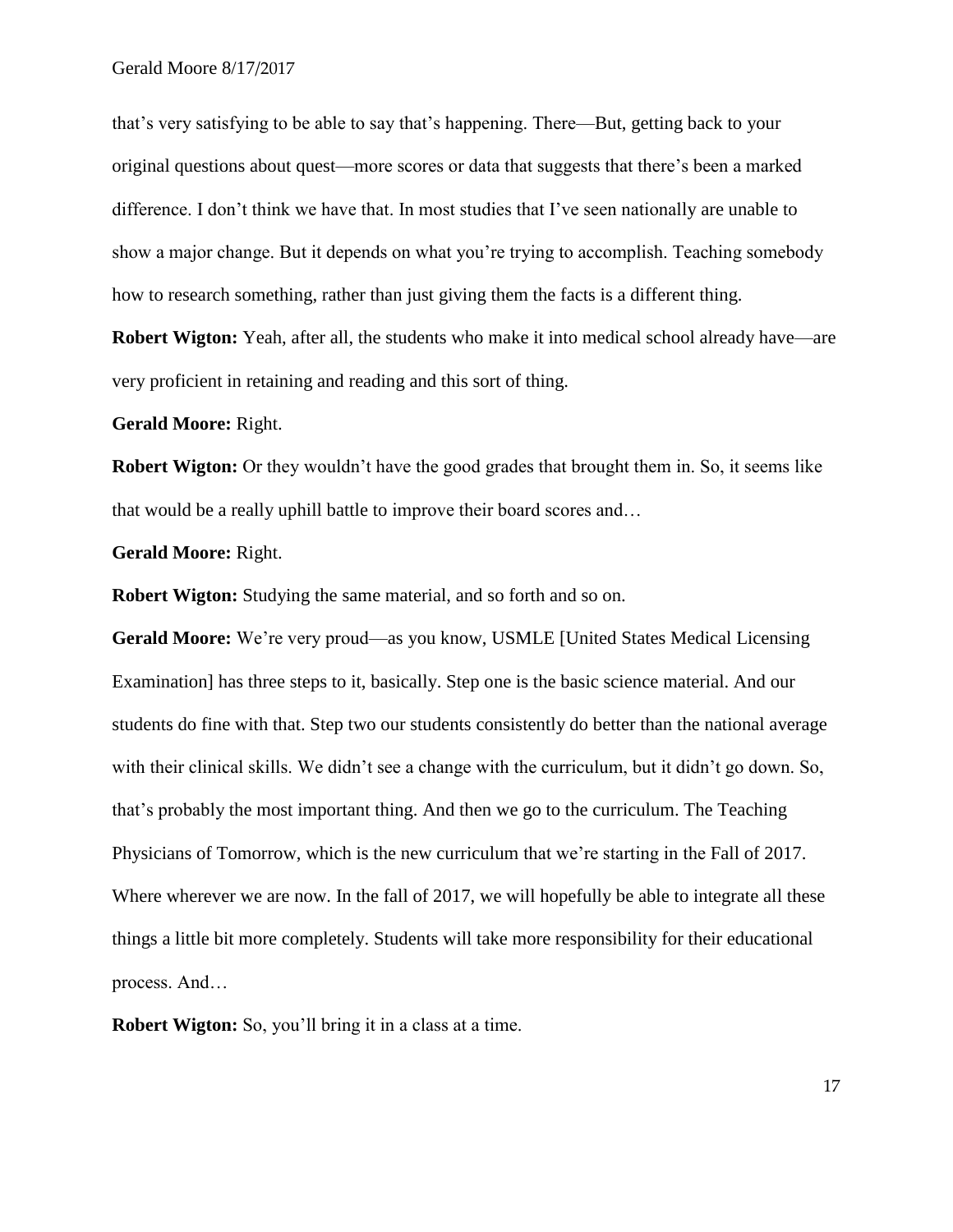that's very satisfying to be able to say that's happening. There—But, getting back to your original questions about quest—more scores or data that suggests that there's been a marked difference. I don't think we have that. In most studies that I've seen nationally are unable to show a major change. But it depends on what you're trying to accomplish. Teaching somebody how to research something, rather than just giving them the facts is a different thing.

**Robert Wigton:** Yeah, after all, the students who make it into medical school already have—are very proficient in retaining and reading and this sort of thing.

**Gerald Moore:** Right.

**Robert Wigton:** Or they wouldn't have the good grades that brought them in. So, it seems like that would be a really uphill battle to improve their board scores and…

**Gerald Moore:** Right.

**Robert Wigton:** Studying the same material, and so forth and so on.

**Gerald Moore:** We're very proud—as you know, USMLE [United States Medical Licensing Examination] has three steps to it, basically. Step one is the basic science material. And our students do fine with that. Step two our students consistently do better than the national average with their clinical skills. We didn't see a change with the curriculum, but it didn't go down. So, that's probably the most important thing. And then we go to the curriculum. The Teaching Physicians of Tomorrow, which is the new curriculum that we're starting in the Fall of 2017. Where wherever we are now. In the fall of 2017, we will hopefully be able to integrate all these things a little bit more completely. Students will take more responsibility for their educational process. And…

**Robert Wigton:** So, you'll bring it in a class at a time.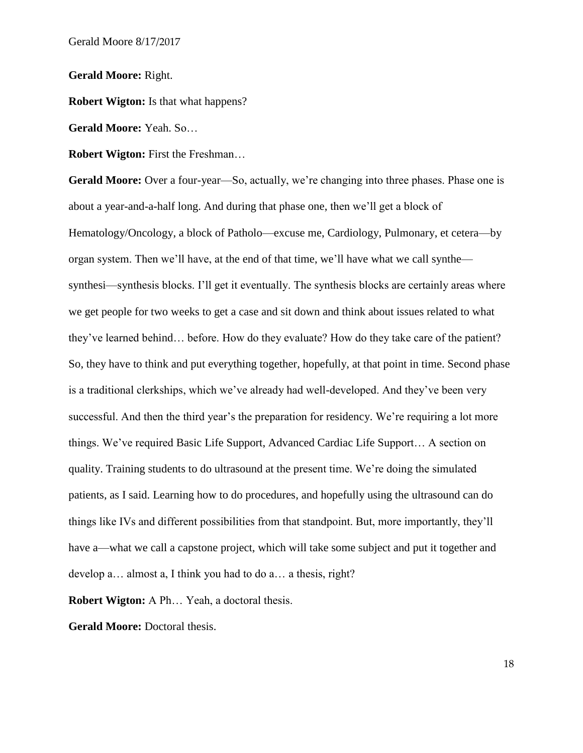**Gerald Moore:** Right.

**Robert Wigton:** Is that what happens?

**Gerald Moore:** Yeah. So…

**Robert Wigton:** First the Freshman…

**Gerald Moore:** Over a four-year—So, actually, we're changing into three phases. Phase one is about a year-and-a-half long. And during that phase one, then we'll get a block of Hematology/Oncology, a block of Patholo—excuse me, Cardiology, Pulmonary, et cetera—by organ system. Then we'll have, at the end of that time, we'll have what we call synthe—synthesi—synthesis blocks. I'll get it eventually. The synthesis blocks are certainly areas where we get people for two weeks to get a case and sit down and think about issues related to what they've learned behind… before. How do they evaluate? How do they take care of the patient? So, they have to think and put everything together, hopefully, at that point in time. Second phase is a traditional clerkships, which we've already had well-developed. And they've been very successful. And then the third year's the preparation for residency. We're requiring a lot more things. We've required Basic Life Support, Advanced Cardiac Life Support… A section on quality. Training students to do ultrasound at the present time. We're doing the simulated patients, as I said. Learning how to do procedures, and hopefully using the ultrasound can do things like IVs and different possibilities from that standpoint. But, more importantly, they'll have a—what we call a capstone project, which will take some subject and put it together and develop a… almost a, I think you had to do a… a thesis, right?

**Robert Wigton:** A Ph… Yeah, a doctoral thesis.

**Gerald Moore:** Doctoral thesis.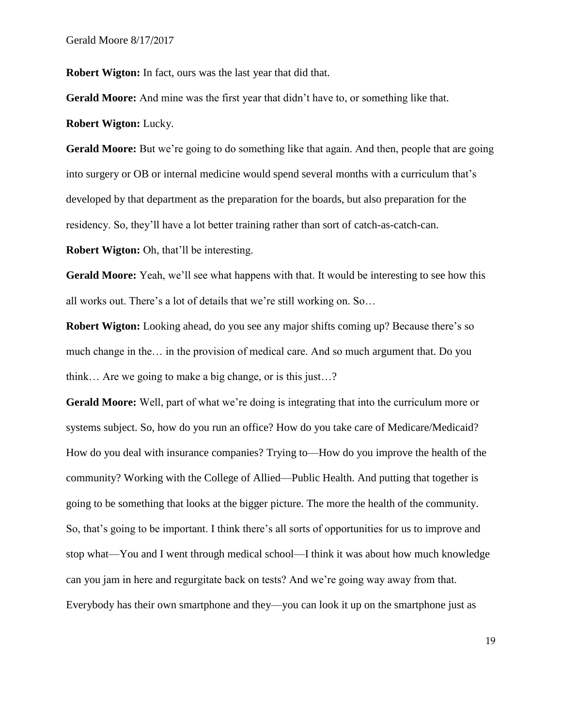**Robert Wigton:** In fact, ours was the last year that did that.

**Gerald Moore:** And mine was the first year that didn't have to, or something like that.

**Robert Wigton:** Lucky.

**Gerald Moore:** But we're going to do something like that again. And then, people that are going into surgery or OB or internal medicine would spend several months with a curriculum that's developed by that department as the preparation for the boards, but also preparation for the residency. So, they'll have a lot better training rather than sort of catch-as-catch-can.

**Robert Wigton:** Oh, that'll be interesting.

**Gerald Moore:** Yeah, we'll see what happens with that. It would be interesting to see how this all works out. There's a lot of details that we're still working on. So…

**Robert Wigton:** Looking ahead, do you see any major shifts coming up? Because there's so much change in the… in the provision of medical care. And so much argument that. Do you think… Are we going to make a big change, or is this just…?

**Gerald Moore:** Well, part of what we're doing is integrating that into the curriculum more or systems subject. So, how do you run an office? How do you take care of Medicare/Medicaid? How do you deal with insurance companies? Trying to—How do you improve the health of the community? Working with the College of Allied—Public Health. And putting that together is going to be something that looks at the bigger picture. The more the health of the community. So, that's going to be important. I think there's all sorts of opportunities for us to improve and stop what—You and I went through medical school—I think it was about how much knowledge can you jam in here and regurgitate back on tests? And we're going way away from that. Everybody has their own smartphone and they—you can look it up on the smartphone just as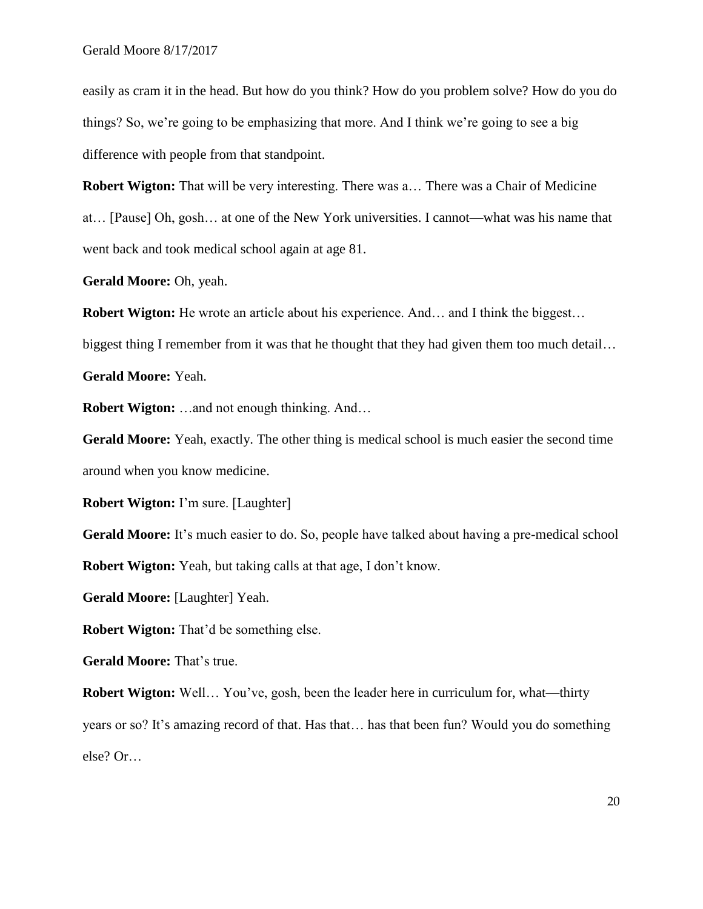easily as cram it in the head. But how do you think? How do you problem solve? How do you do things? So, we're going to be emphasizing that more. And I think we're going to see a big difference with people from that standpoint.

**Robert Wigton:** That will be very interesting. There was a… There was a Chair of Medicine at… [Pause] Oh, gosh… at one of the New York universities. I cannot—what was his name that went back and took medical school again at age 81.

**Gerald Moore:** Oh, yeah.

**Robert Wigton:** He wrote an article about his experience. And… and I think the biggest… biggest thing I remember from it was that he thought that they had given them too much detail…

**Gerald Moore:** Yeah.

**Robert Wigton:** …and not enough thinking. And…

**Gerald Moore:** Yeah, exactly. The other thing is medical school is much easier the second time around when you know medicine.

**Robert Wigton:** I'm sure. [Laughter]

**Gerald Moore:** It's much easier to do. So, people have talked about having a pre-medical school

**Robert Wigton:** Yeah, but taking calls at that age, I don't know.

**Gerald Moore:** [Laughter] Yeah.

**Robert Wigton:** That'd be something else.

**Gerald Moore:** That's true.

**Robert Wigton:** Well… You've, gosh, been the leader here in curriculum for, what—thirty years or so? It's amazing record of that. Has that… has that been fun? Would you do something else? Or…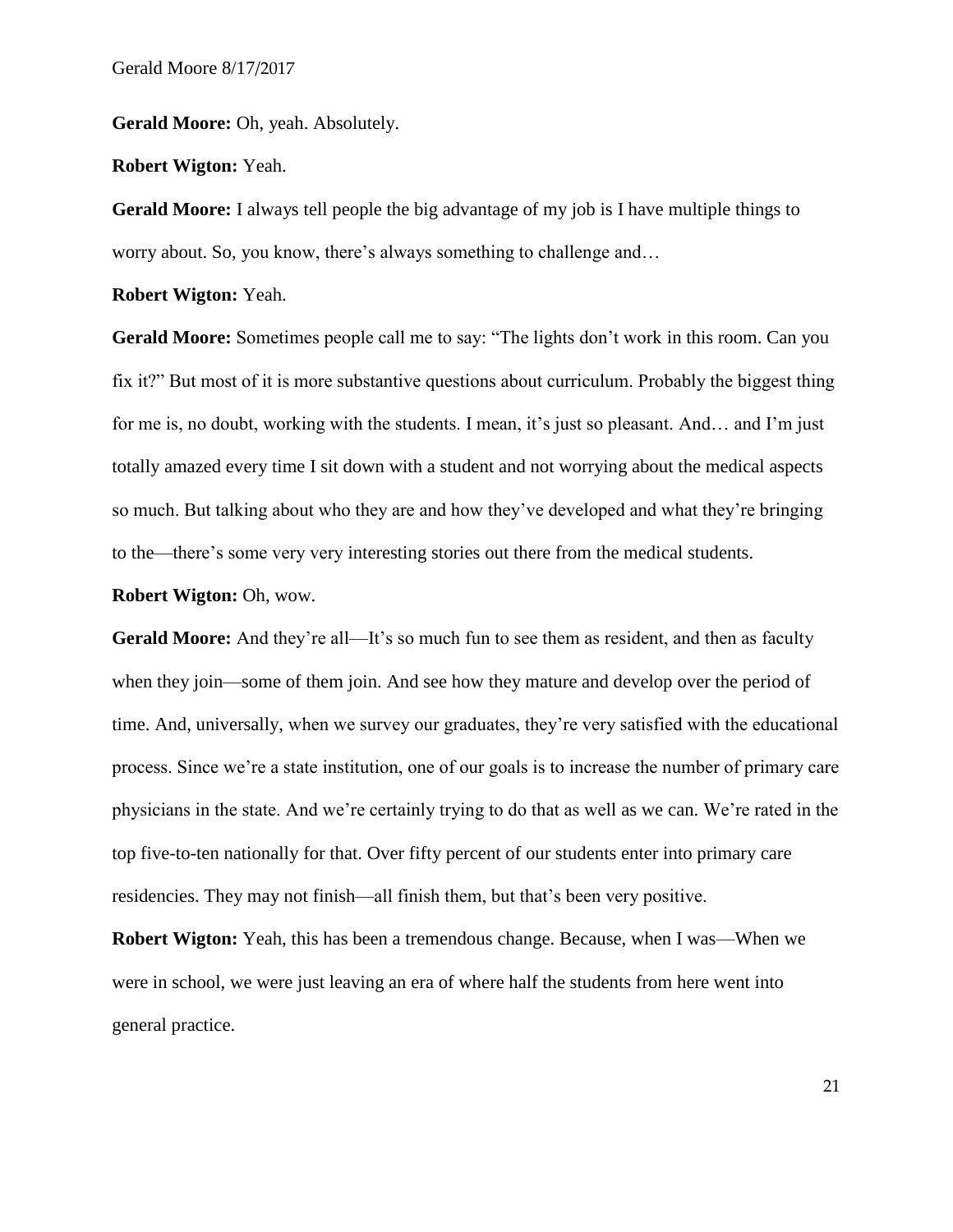**Gerald Moore:** Oh, yeah. Absolutely.

**Robert Wigton:** Yeah.

**Gerald Moore:** I always tell people the big advantage of my job is I have multiple things to worry about. So, you know, there's always something to challenge and…

**Robert Wigton:** Yeah.

**Gerald Moore:** Sometimes people call me to say: "The lights don't work in this room. Can you fix it?" But most of it is more substantive questions about curriculum. Probably the biggest thing for me is, no doubt, working with the students. I mean, it's just so pleasant. And… and I'm just totally amazed every time I sit down with a student and not worrying about the medical aspects so much. But talking about who they are and how they've developed and what they're bringing to the—there's some very very interesting stories out there from the medical students.

**Robert Wigton:** Oh, wow.

**Gerald Moore:** And they're all—It's so much fun to see them as resident, and then as faculty when they join—some of them join. And see how they mature and develop over the period of time. And, universally, when we survey our graduates, they're very satisfied with the educational process. Since we're a state institution, one of our goals is to increase the number of primary care physicians in the state. And we're certainly trying to do that as well as we can. We're rated in the top five-to-ten nationally for that. Over fifty percent of our students enter into primary care residencies. They may not finish—all finish them, but that's been very positive.

**Robert Wigton:** Yeah, this has been a tremendous change. Because, when I was—When we were in school, we were just leaving an era of where half the students from here went into general practice.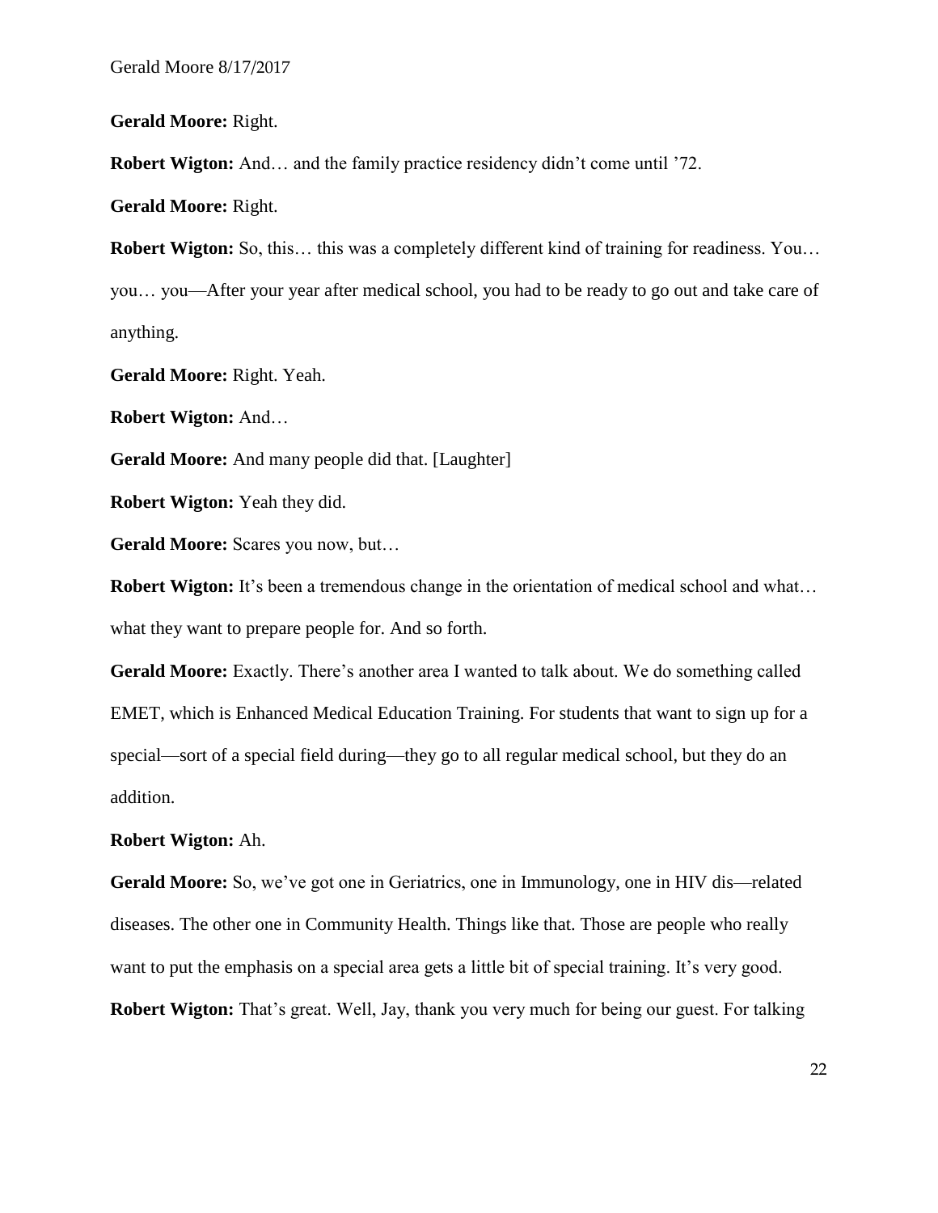**Gerald Moore:** Right.

**Robert Wigton:** And… and the family practice residency didn't come until '72.

**Gerald Moore:** Right.

**Robert Wigton:** So, this… this was a completely different kind of training for readiness. You… you… you—After your year after medical school, you had to be ready to go out and take care of anything.

**Gerald Moore:** Right. Yeah.

**Robert Wigton:** And…

**Gerald Moore:** And many people did that. [Laughter]

**Robert Wigton:** Yeah they did.

**Gerald Moore:** Scares you now, but…

**Robert Wigton:** It's been a tremendous change in the orientation of medical school and what… what they want to prepare people for. And so forth.

**Gerald Moore:** Exactly. There's another area I wanted to talk about. We do something called EMET, which is Enhanced Medical Education Training. For students that want to sign up for a special—sort of a special field during—they go to all regular medical school, but they do an addition.

**Robert Wigton:** Ah.

**Gerald Moore:** So, we've got one in Geriatrics, one in Immunology, one in HIV dis—related diseases. The other one in Community Health. Things like that. Those are people who really want to put the emphasis on a special area gets a little bit of special training. It's very good.

**Robert Wigton:** That's great. Well, Jay, thank you very much for being our guest. For talking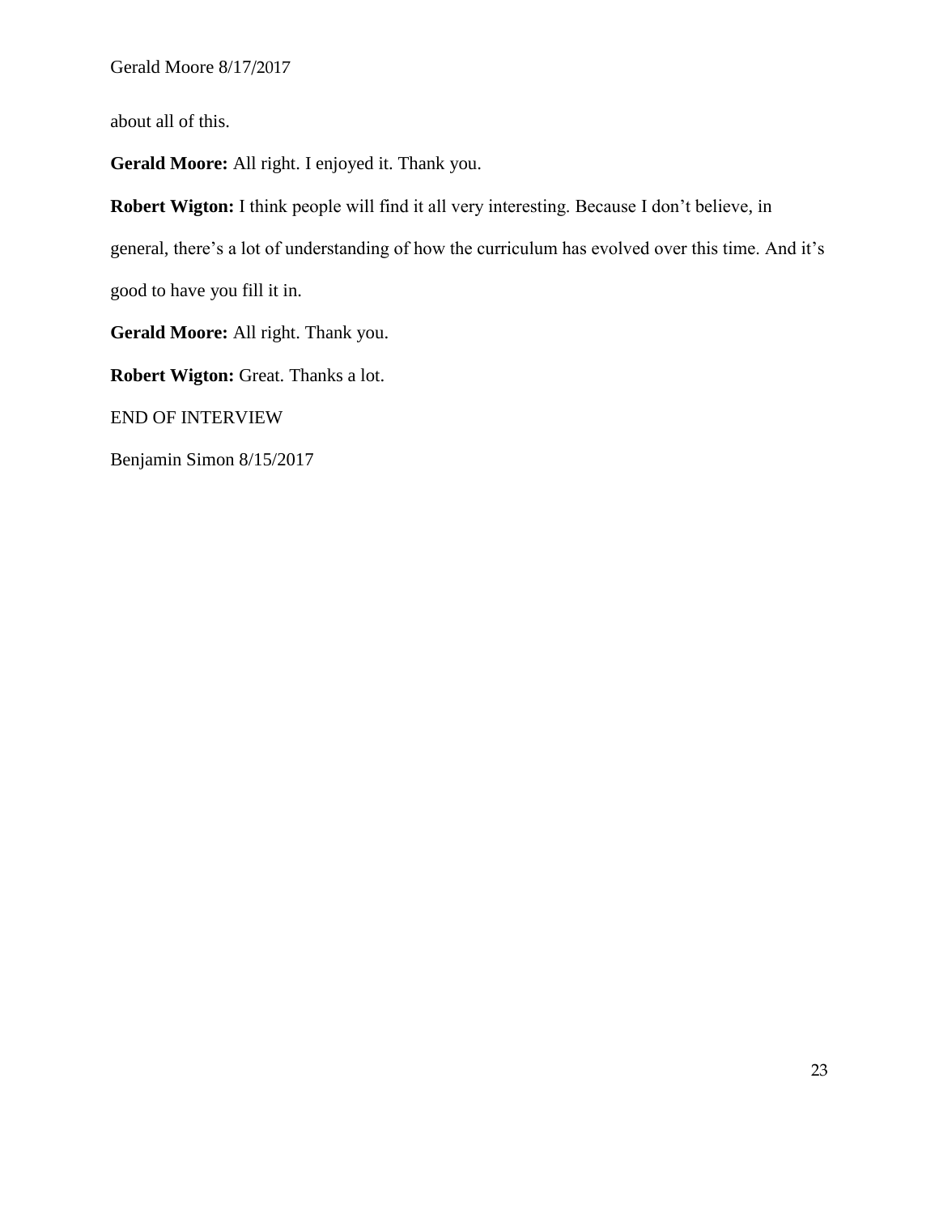about all of this.

**Gerald Moore:** All right. I enjoyed it. Thank you.

**Robert Wigton:** I think people will find it all very interesting. Because I don’t believe, in general, there’s a lot of understanding of how the curriculum has evolved over this time. And it’s good to have you fill it in.

**Gerald Moore:** All right. Thank you.

**Robert Wigton:** Great. Thanks a lot.

END OF INTERVIEW

Benjamin Simon 8/15/2017